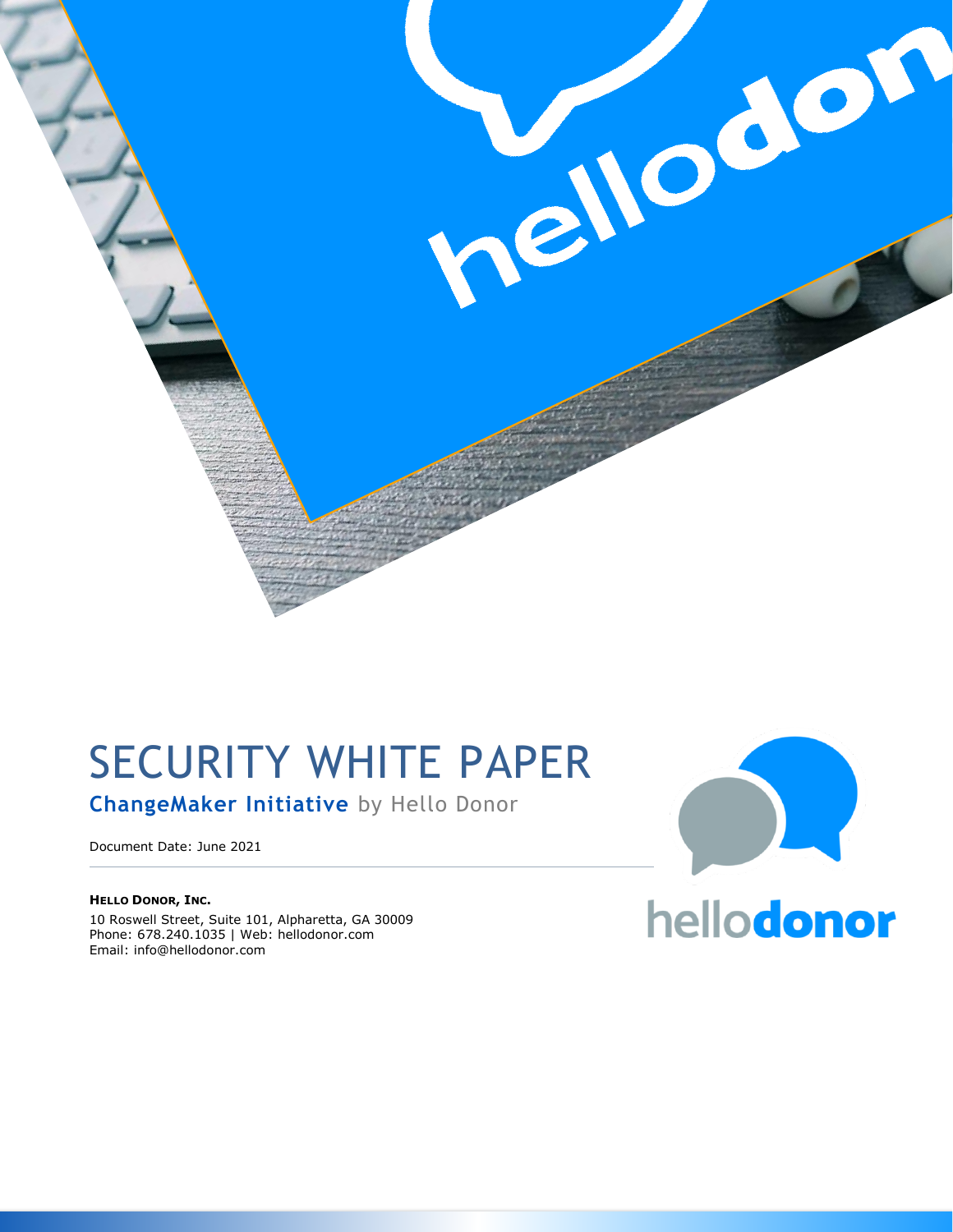# SECURITY WHITE PAPER

## ChangeMaker Initiative by Hello Donor

Document Date: June 2021

---

**HELLO DONOR, INC.**

10 Roswell Street, Suite 101, Alpharetta, GA 30009
Phone: 678.240.1035 | Web: hellodonor.com
Email: info@hellodonor.com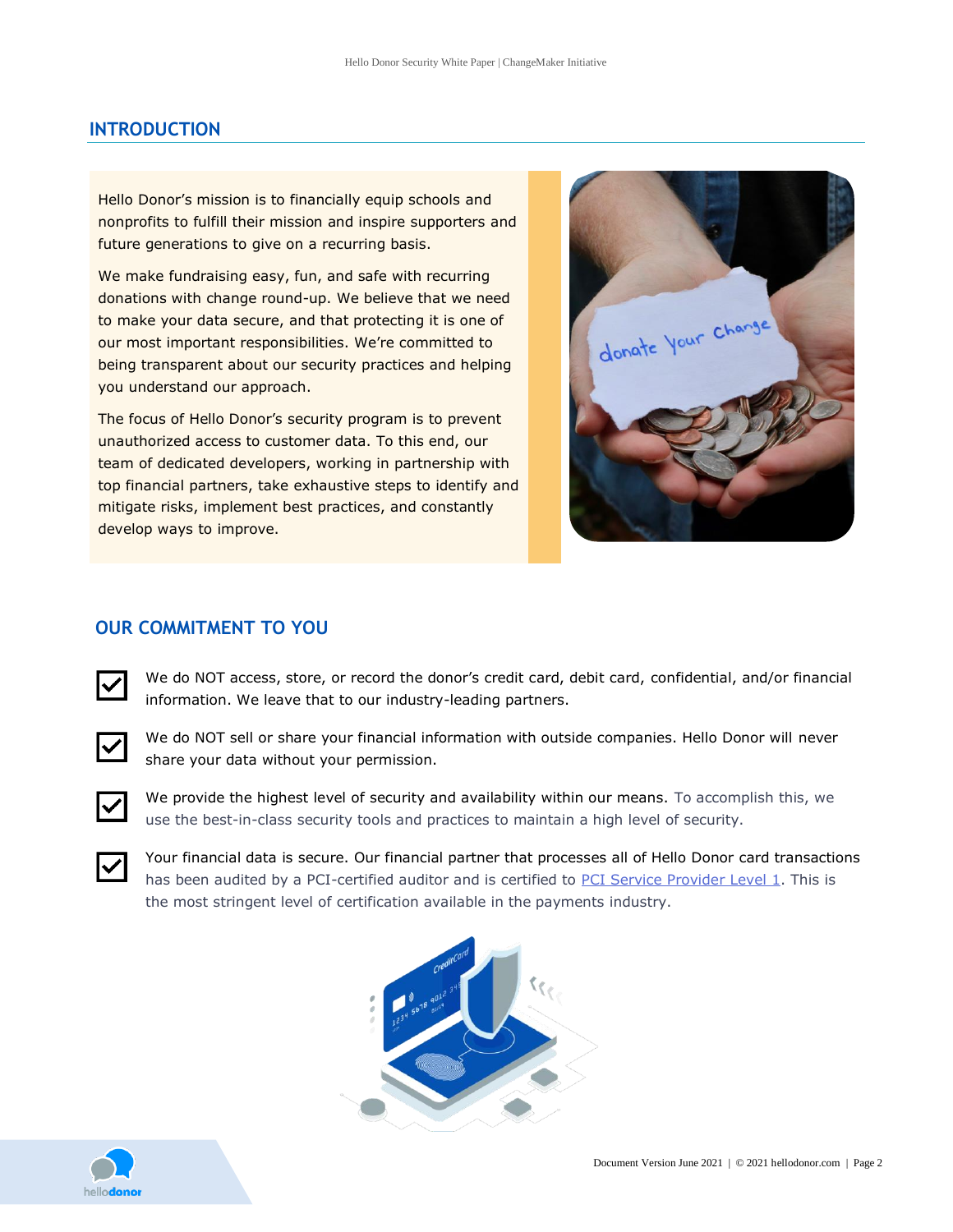## INTRODUCTION

Hello Donor's mission is to financially equip schools and nonprofits to fulfill their mission and inspire supporters and future generations to give on a recurring basis.

We make fundraising easy, fun, and safe with recurring donations with change round-up. We believe that we need to make your data secure, and that protecting it is one of our most important responsibilities. We're committed to being transparent about our security practices and helping you understand our approach.

The focus of Hello Donor's security program is to prevent unauthorized access to customer data. To this end, our team of dedicated developers, working in partnership with top financial partners, take exhaustive steps to identify and mitigate risks, implement best practices, and constantly develop ways to improve.

## OUR COMMITMENT TO YOU

- ☑ We do NOT access, store, or record the donor's credit card, debit card, confidential, and/or financial information. We leave that to our industry-leading partners.
- ☑ We do NOT sell or share your financial information with outside companies. Hello Donor will never share your data without your permission.
- ☑ We provide the highest level of security and availability within our means. To accomplish this, we use the best-in-class security tools and practices to maintain a high level of security.
- ☑ Your financial data is secure. Our financial partner that processes all of Hello Donor card transactions has been audited by a PCI-certified auditor and is certified to PCI Service Provider Level 1. This is the most stringent level of certification available in the payments industry.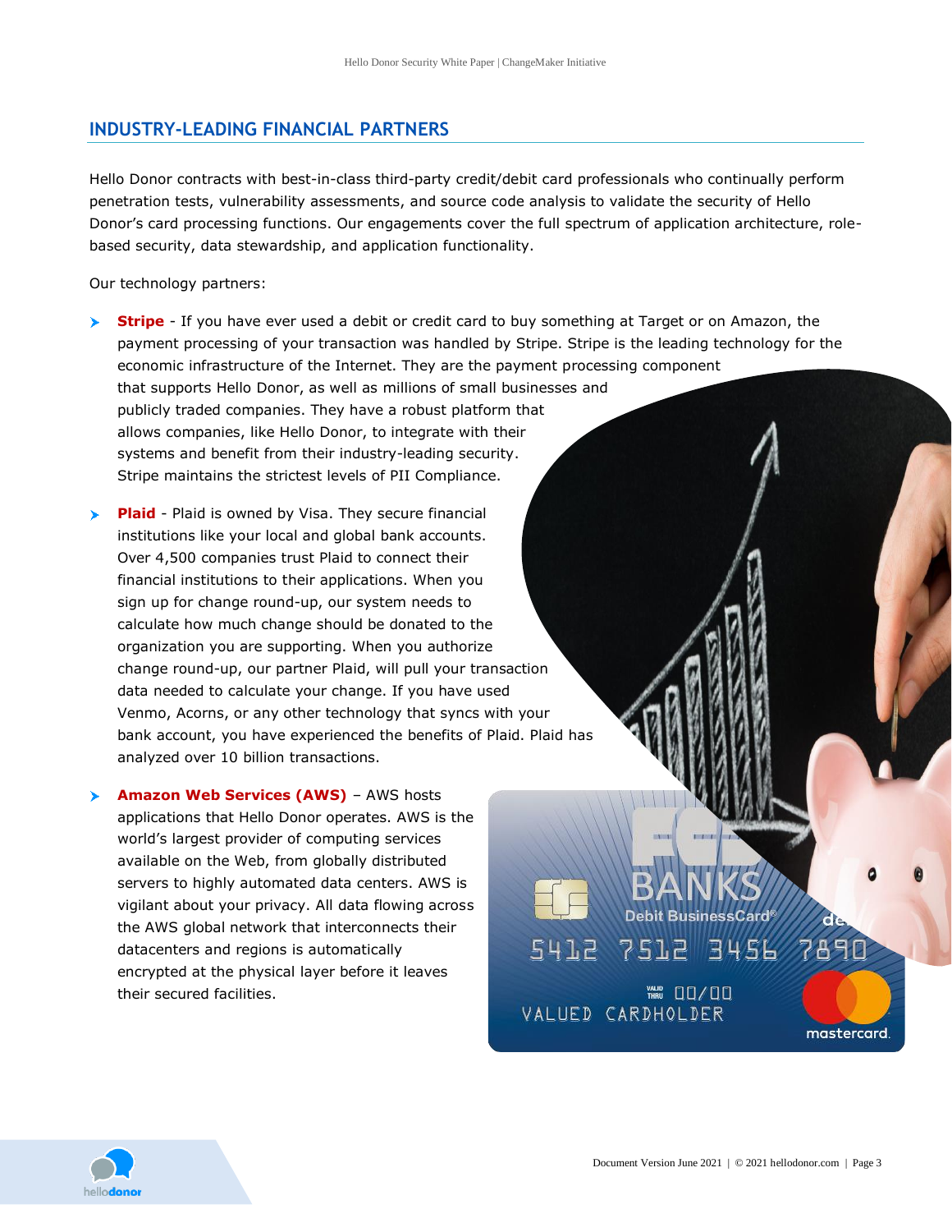## INDUSTRY-LEADING FINANCIAL PARTNERS

Hello Donor contracts with best-in-class third-party credit/debit card professionals who continually perform penetration tests, vulnerability assessments, and source code analysis to validate the security of Hello Donor's card processing functions. Our engagements cover the full spectrum of application architecture, role-based security, data stewardship, and application functionality.

Our technology partners:

- **Stripe** - If you have ever used a debit or credit card to buy something at Target or on Amazon, the payment processing of your transaction was handled by Stripe. Stripe is the leading technology for the economic infrastructure of the Internet. They are the payment processing component that supports Hello Donor, as well as millions of small businesses and publicly traded companies. They have a robust platform that allows companies, like Hello Donor, to integrate with their systems and benefit from their industry-leading security. Stripe maintains the strictest levels of PII Compliance.
- **Plaid** - Plaid is owned by Visa. They secure financial institutions like your local and global bank accounts. Over 4,500 companies trust Plaid to connect their financial institutions to their applications. When you sign up for change round-up, our system needs to calculate how much change should be donated to the organization you are supporting. When you authorize change round-up, our partner Plaid, will pull your transaction data needed to calculate your change. If you have used Venmo, Acorns, or any other technology that syncs with your bank account, you have experienced the benefits of Plaid. Plaid has analyzed over 10 billion transactions.
- **Amazon Web Services (AWS)** – AWS hosts applications that Hello Donor operates. AWS is the world's largest provider of computing services available on the Web, from globally distributed servers to highly automated data centers. AWS is vigilant about your privacy. All data flowing across the AWS global network that interconnects their datacenters and regions is automatically encrypted at the physical layer before it leaves their secured facilities.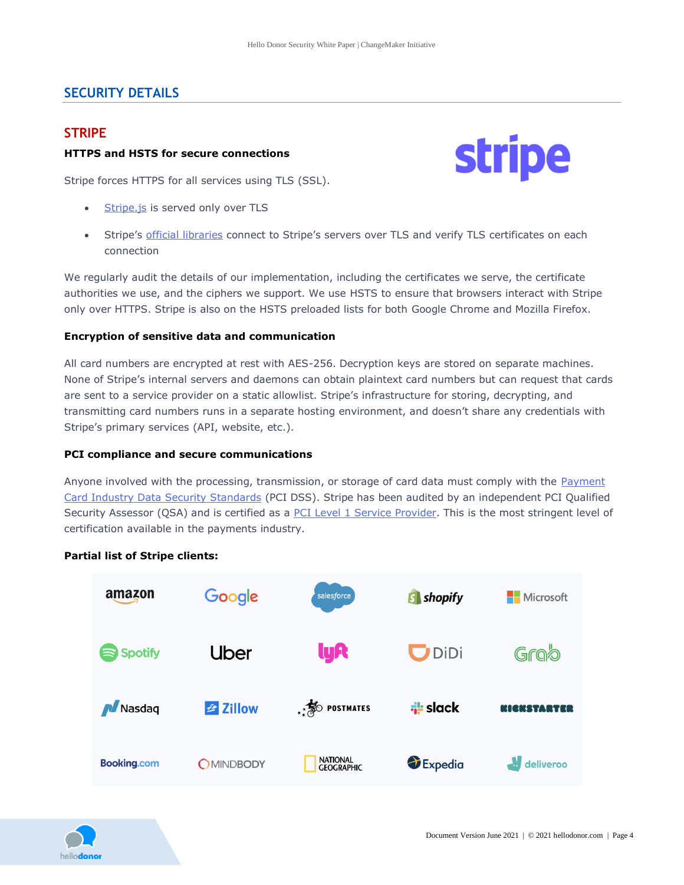## SECURITY DETAILS

### STRIPE

**HTTPS and HSTS for secure connections**

Stripe forces HTTPS for all services using TLS (SSL).

- Stripe.js is served only over TLS
- Stripe's official libraries connect to Stripe's servers over TLS and verify TLS certificates on each connection

We regularly audit the details of our implementation, including the certificates we serve, the certificate authorities we use, and the ciphers we support. We use HSTS to ensure that browsers interact with Stripe only over HTTPS. Stripe is also on the HSTS preloaded lists for both Google Chrome and Mozilla Firefox.

**Encryption of sensitive data and communication**

All card numbers are encrypted at rest with AES-256. Decryption keys are stored on separate machines. None of Stripe's internal servers and daemons can obtain plaintext card numbers but can request that cards are sent to a service provider on a static allowlist. Stripe's infrastructure for storing, decrypting, and transmitting card numbers runs in a separate hosting environment, and doesn't share any credentials with Stripe's primary services (API, website, etc.).

**PCI compliance and secure communications**

Anyone involved with the processing, transmission, or storage of card data must comply with the Payment Card Industry Data Security Standards (PCI DSS). Stripe has been audited by an independent PCI Qualified Security Assessor (QSA) and is certified as a PCI Level 1 Service Provider. This is the most stringent level of certification available in the payments industry.

**Partial list of Stripe clients:**

| | | | | |
|---|---|---|---|---|
| amazon | Google | salesforce | shopify | Microsoft |
| Spotify | Uber | lyft | DiDi | Grab |
| Nasdaq | Zillow | POSTMATES | slack | KICKSTARTER |
| Booking.com | MINDBODY | NATIONAL GEOGRAPHIC | Expedia | deliveroo |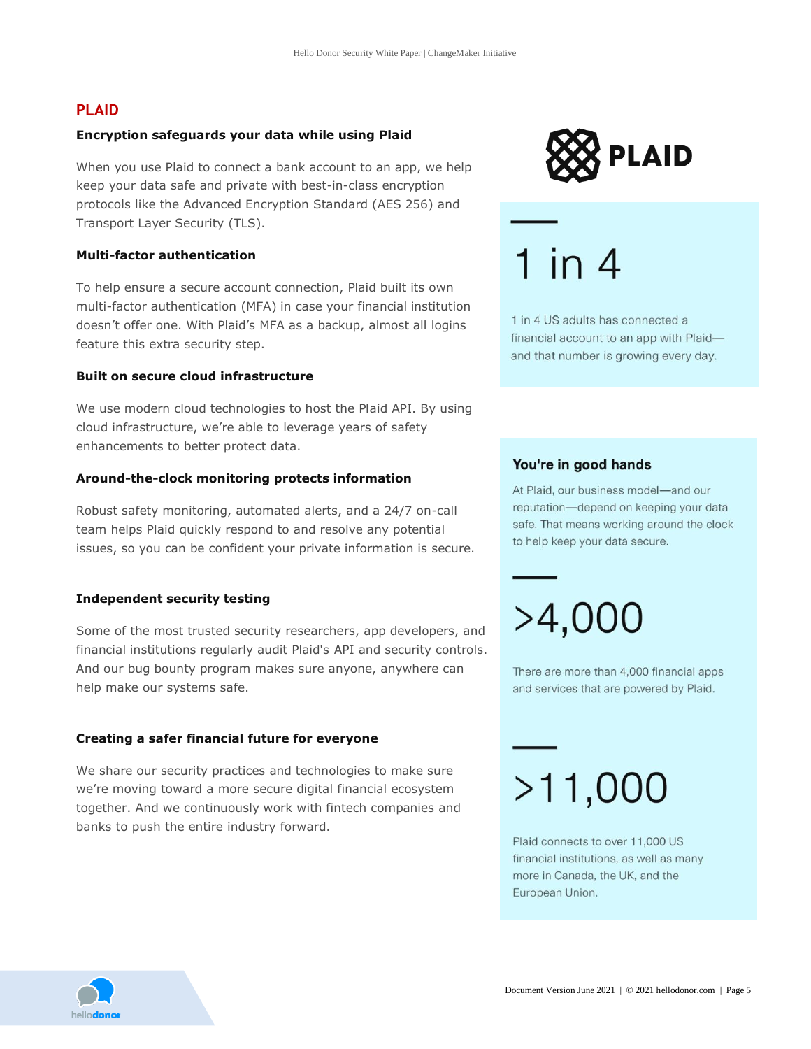## PLAID

**Encryption safeguards your data while using Plaid**

When you use Plaid to connect a bank account to an app, we help keep your data safe and private with best-in-class encryption protocols like the Advanced Encryption Standard (AES 256) and Transport Layer Security (TLS).

**Multi-factor authentication**

To help ensure a secure account connection, Plaid built its own multi-factor authentication (MFA) in case your financial institution doesn't offer one. With Plaid's MFA as a backup, almost all logins feature this extra security step.

**Built on secure cloud infrastructure**

We use modern cloud technologies to host the Plaid API. By using cloud infrastructure, we're able to leverage years of safety enhancements to better protect data.

**Around-the-clock monitoring protects information**

Robust safety monitoring, automated alerts, and a 24/7 on-call team helps Plaid quickly respond to and resolve any potential issues, so you can be confident your private information is secure.

**Independent security testing**

Some of the most trusted security researchers, app developers, and financial institutions regularly audit Plaid's API and security controls. And our bug bounty program makes sure anyone, anywhere can help make our systems safe.

**Creating a safer financial future for everyone**

We share our security practices and technologies to make sure we're moving toward a more secure digital financial ecosystem together. And we continuously work with fintech companies and banks to push the entire industry forward.

**1 in 4**

1 in 4 US adults has connected a financial account to an app with Plaid—and that number is growing every day.

**You're in good hands**

At Plaid, our business model—and our reputation—depend on keeping your data safe. That means working around the clock to help keep your data secure.

**>4,000**

There are more than 4,000 financial apps and services that are powered by Plaid.

**>11,000**

Plaid connects to over 11,000 US financial institutions, as well as many more in Canada, the UK, and the European Union.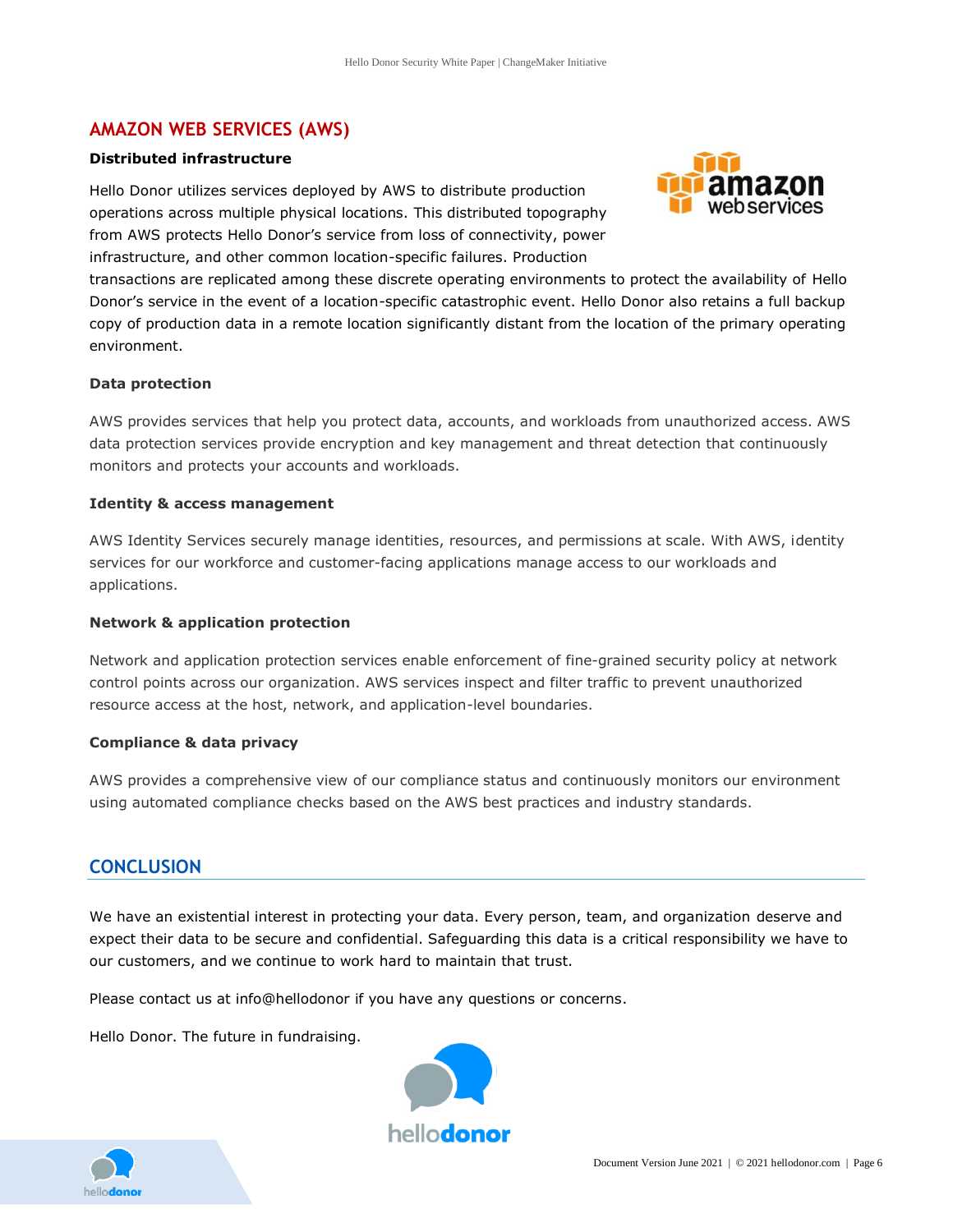## AMAZON WEB SERVICES (AWS)

**Distributed infrastructure**

Hello Donor utilizes services deployed by AWS to distribute production operations across multiple physical locations. This distributed topography from AWS protects Hello Donor's service from loss of connectivity, power infrastructure, and other common location-specific failures. Production transactions are replicated among these discrete operating environments to protect the availability of Hello Donor's service in the event of a location-specific catastrophic event. Hello Donor also retains a full backup copy of production data in a remote location significantly distant from the location of the primary operating environment.

**Data protection**

AWS provides services that help you protect data, accounts, and workloads from unauthorized access. AWS data protection services provide encryption and key management and threat detection that continuously monitors and protects your accounts and workloads.

**Identity & access management**

AWS Identity Services securely manage identities, resources, and permissions at scale. With AWS, identity services for our workforce and customer-facing applications manage access to our workloads and applications.

**Network & application protection**

Network and application protection services enable enforcement of fine-grained security policy at network control points across our organization. AWS services inspect and filter traffic to prevent unauthorized resource access at the host, network, and application-level boundaries.

**Compliance & data privacy**

AWS provides a comprehensive view of our compliance status and continuously monitors our environment using automated compliance checks based on the AWS best practices and industry standards.

## CONCLUSION

We have an existential interest in protecting your data. Every person, team, and organization deserve and expect their data to be secure and confidential. Safeguarding this data is a critical responsibility we have to our customers, and we continue to work hard to maintain that trust.

Please contact us at info@hellodonor if you have any questions or concerns.

Hello Donor. The future in fundraising.